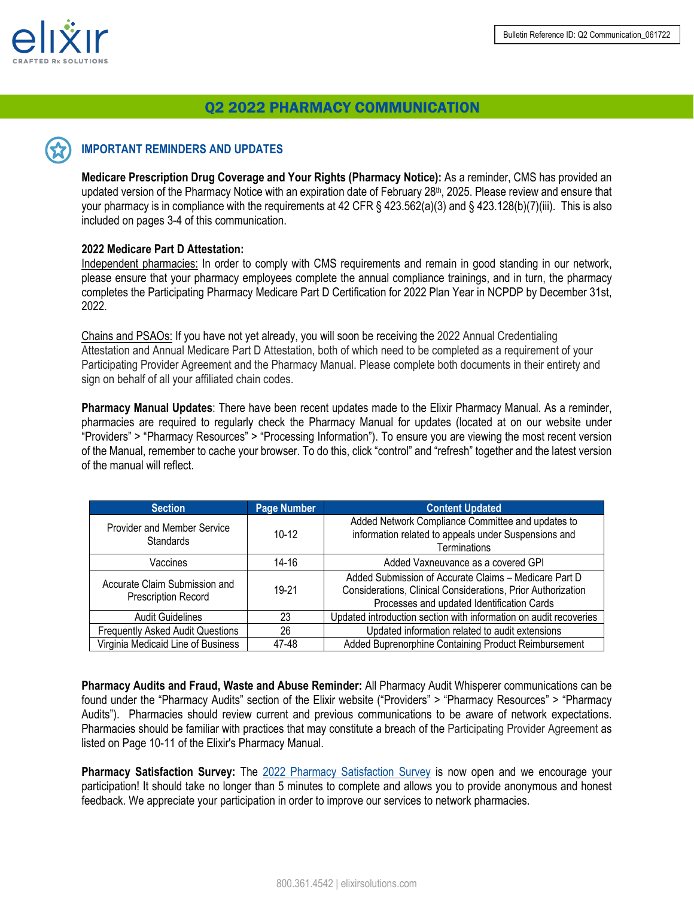Bulletin Reference ID: Q2 Communication_061722

# Q2 2022 PHARMACY COMMUNICATION

## IMPORTANT REMINDERS AND UPDATES

**Medicare Prescription Drug Coverage and Your Rights (Pharmacy Notice):** As a reminder, CMS has provided an updated version of the Pharmacy Notice with an expiration date of February 28th, 2025. Please review and ensure that your pharmacy is in compliance with the requirements at 42 CFR § 423.562(a)(3) and § 423.128(b)(7)(iii). This is also included on pages 3-4 of this communication.

**2022 Medicare Part D Attestation:**

Independent pharmacies: In order to comply with CMS requirements and remain in good standing in our network, please ensure that your pharmacy employees complete the annual compliance trainings, and in turn, the pharmacy completes the Participating Pharmacy Medicare Part D Certification for 2022 Plan Year in NCPDP by December 31st, 2022.

Chains and PSAOs: If you have not yet already, you will soon be receiving the 2022 Annual Credentialing Attestation and Annual Medicare Part D Attestation, both of which need to be completed as a requirement of your Participating Provider Agreement and the Pharmacy Manual. Please complete both documents in their entirety and sign on behalf of all your affiliated chain codes.

**Pharmacy Manual Updates**: There have been recent updates made to the Elixir Pharmacy Manual. As a reminder, pharmacies are required to regularly check the Pharmacy Manual for updates (located at on our website under "Providers" > "Pharmacy Resources" > "Processing Information"). To ensure you are viewing the most recent version of the Manual, remember to cache your browser. To do this, click "control" and "refresh" together and the latest version of the manual will reflect.

| Section | Page Number | Content Updated |
|---|---|---|
| Provider and Member Service Standards | 10-12 | Added Network Compliance Committee and updates to information related to appeals under Suspensions and Terminations |
| Vaccines | 14-16 | Added Vaxneuvance as a covered GPI |
| Accurate Claim Submission and Prescription Record | 19-21 | Added Submission of Accurate Claims – Medicare Part D Considerations, Clinical Considerations, Prior Authorization Processes and updated Identification Cards |
| Audit Guidelines | 23 | Updated introduction section with information on audit recoveries |
| Frequently Asked Audit Questions | 26 | Updated information related to audit extensions |
| Virginia Medicaid Line of Business | 47-48 | Added Buprenorphine Containing Product Reimbursement |

**Pharmacy Audits and Fraud, Waste and Abuse Reminder:** All Pharmacy Audit Whisperer communications can be found under the "Pharmacy Audits" section of the Elixir website ("Providers" > "Pharmacy Resources" > "Pharmacy Audits"). Pharmacies should review current and previous communications to be aware of network expectations. Pharmacies should be familiar with practices that may constitute a breach of the Participating Provider Agreement as listed on Page 10-11 of the Elixir's Pharmacy Manual.

**Pharmacy Satisfaction Survey:** The 2022 Pharmacy Satisfaction Survey is now open and we encourage your participation! It should take no longer than 5 minutes to complete and allows you to provide anonymous and honest feedback. We appreciate your participation in order to improve our services to network pharmacies.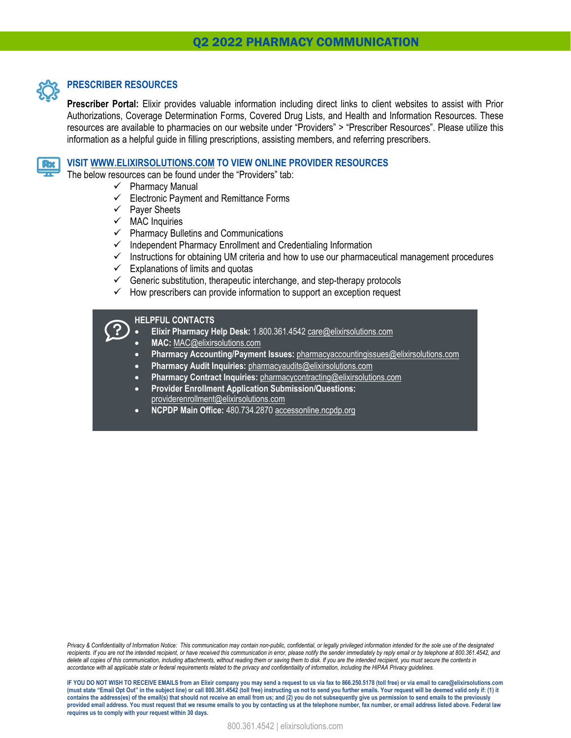# Q2 2022 PHARMACY COMMUNICATION

## PRESCRIBER RESOURCES

**Prescriber Portal:** Elixir provides valuable information including direct links to client websites to assist with Prior Authorizations, Coverage Determination Forms, Covered Drug Lists, and Health and Information Resources. These resources are available to pharmacies on our website under "Providers" > "Prescriber Resources". Please utilize this information as a helpful guide in filling prescriptions, assisting members, and referring prescribers.

## VISIT WWW.ELIXIRSOLUTIONS.COM TO VIEW ONLINE PROVIDER RESOURCES

The below resources can be found under the "Providers" tab:

- ✓ Pharmacy Manual
- ✓ Electronic Payment and Remittance Forms
- ✓ Payer Sheets
- ✓ MAC Inquiries
- ✓ Pharmacy Bulletins and Communications
- ✓ Independent Pharmacy Enrollment and Credentialing Information
- ✓ Instructions for obtaining UM criteria and how to use our pharmaceutical management procedures
- ✓ Explanations of limits and quotas
- ✓ Generic substitution, therapeutic interchange, and step-therapy protocols
- ✓ How prescribers can provide information to support an exception request

### HELPFUL CONTACTS

- **Elixir Pharmacy Help Desk:** 1.800.361.4542 care@elixirsolutions.com
- **MAC:** MAC@elixirsolutions.com
- **Pharmacy Accounting/Payment Issues:** pharmacyaccountingissues@elixirsolutions.com
- **Pharmacy Audit Inquiries:** pharmacyaudits@elixirsolutions.com
- **Pharmacy Contract Inquiries:** pharmacycontracting@elixirsolutions.com
- **Provider Enrollment Application Submission/Questions:** providerenrollment@elixirsolutions.com
- **NCPDP Main Office:** 480.734.2870 accessonline.ncpdp.org

*Privacy & Confidentiality of Information Notice: This communication may contain non-public, confidential, or legally privileged information intended for the sole use of the designated recipients. If you are not the intended recipient, or have received this communication in error, please notify the sender immediately by reply email or by telephone at 800.361.4542, and delete all copies of this communication, including attachments, without reading them or saving them to disk. If you are the intended recipient, you must secure the contents in accordance with all applicable state or federal requirements related to the privacy and confidentiality of information, including the HIPAA Privacy guidelines.*

**IF YOU DO NOT WISH TO RECEIVE EMAILS from an Elixir company you may send a request to us via fax to 866.250.5178 (toll free) or via email to care@elixirsolutions.com (must state "Email Opt Out" in the subject line) or call 800.361.4542 (toll free) instructing us not to send you further emails. Your request will be deemed valid only if: (1) it contains the address(es) of the email(s) that should not receive an email from us; and (2) you do not subsequently give us permission to send emails to the previously provided email address. You must request that we resume emails to you by contacting us at the telephone number, fax number, or email address listed above. Federal law requires us to comply with your request within 30 days.**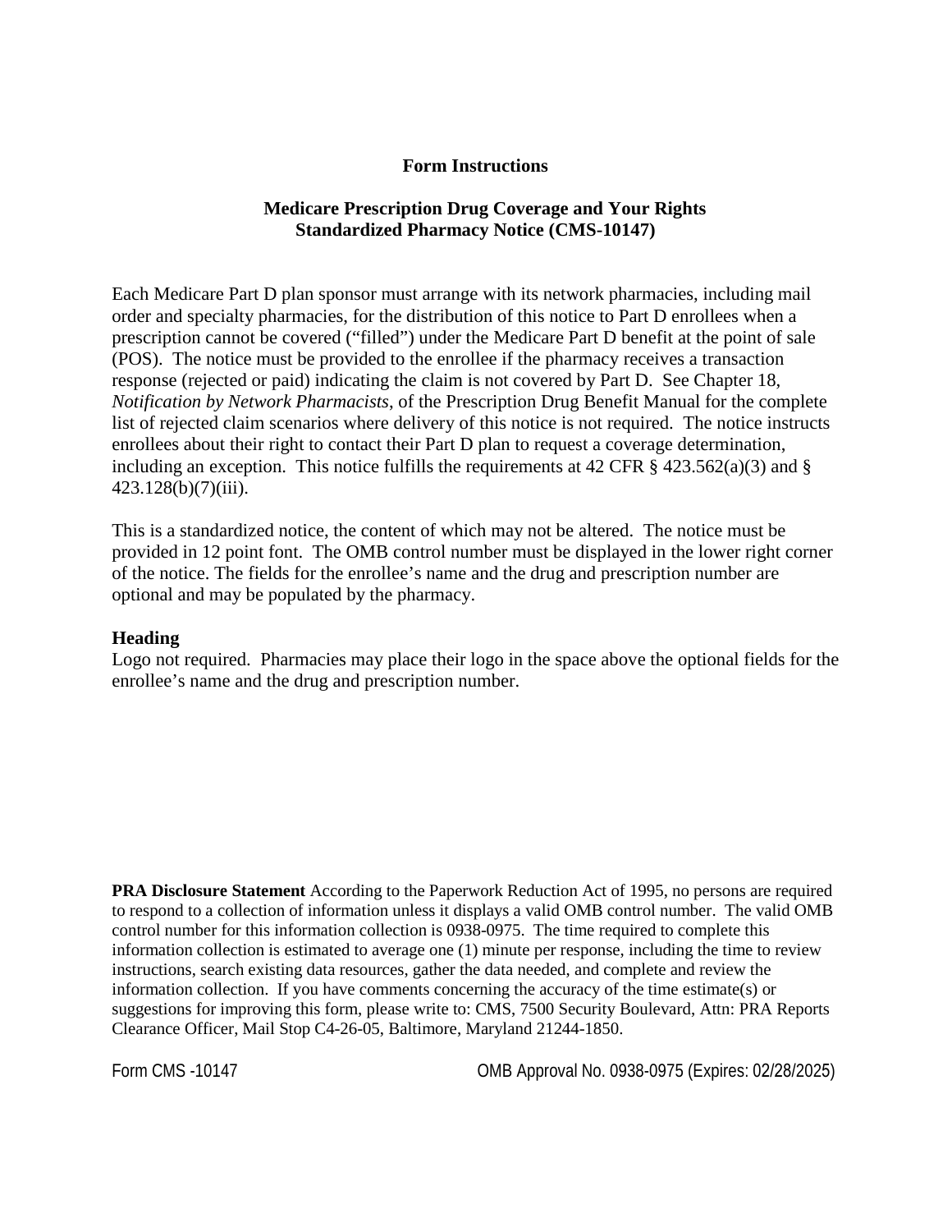**Form Instructions**

**Medicare Prescription Drug Coverage and Your Rights**
**Standardized Pharmacy Notice (CMS-10147)**

Each Medicare Part D plan sponsor must arrange with its network pharmacies, including mail order and specialty pharmacies, for the distribution of this notice to Part D enrollees when a prescription cannot be covered ("filled") under the Medicare Part D benefit at the point of sale (POS). The notice must be provided to the enrollee if the pharmacy receives a transaction response (rejected or paid) indicating the claim is not covered by Part D. See Chapter 18, *Notification by Network Pharmacists*, of the Prescription Drug Benefit Manual for the complete list of rejected claim scenarios where delivery of this notice is not required. The notice instructs enrollees about their right to contact their Part D plan to request a coverage determination, including an exception. This notice fulfills the requirements at 42 CFR § 423.562(a)(3) and § 423.128(b)(7)(iii).

This is a standardized notice, the content of which may not be altered. The notice must be provided in 12 point font. The OMB control number must be displayed in the lower right corner of the notice. The fields for the enrollee's name and the drug and prescription number are optional and may be populated by the pharmacy.

**Heading**

Logo not required. Pharmacies may place their logo in the space above the optional fields for the enrollee's name and the drug and prescription number.

**PRA Disclosure Statement** According to the Paperwork Reduction Act of 1995, no persons are required to respond to a collection of information unless it displays a valid OMB control number. The valid OMB control number for this information collection is 0938-0975. The time required to complete this information collection is estimated to average one (1) minute per response, including the time to review instructions, search existing data resources, gather the data needed, and complete and review the information collection. If you have comments concerning the accuracy of the time estimate(s) or suggestions for improving this form, please write to: CMS, 7500 Security Boulevard, Attn: PRA Reports Clearance Officer, Mail Stop C4-26-05, Baltimore, Maryland 21244-1850.

Form CMS -10147 OMB Approval No. 0938-0975 (Expires: 02/28/2025)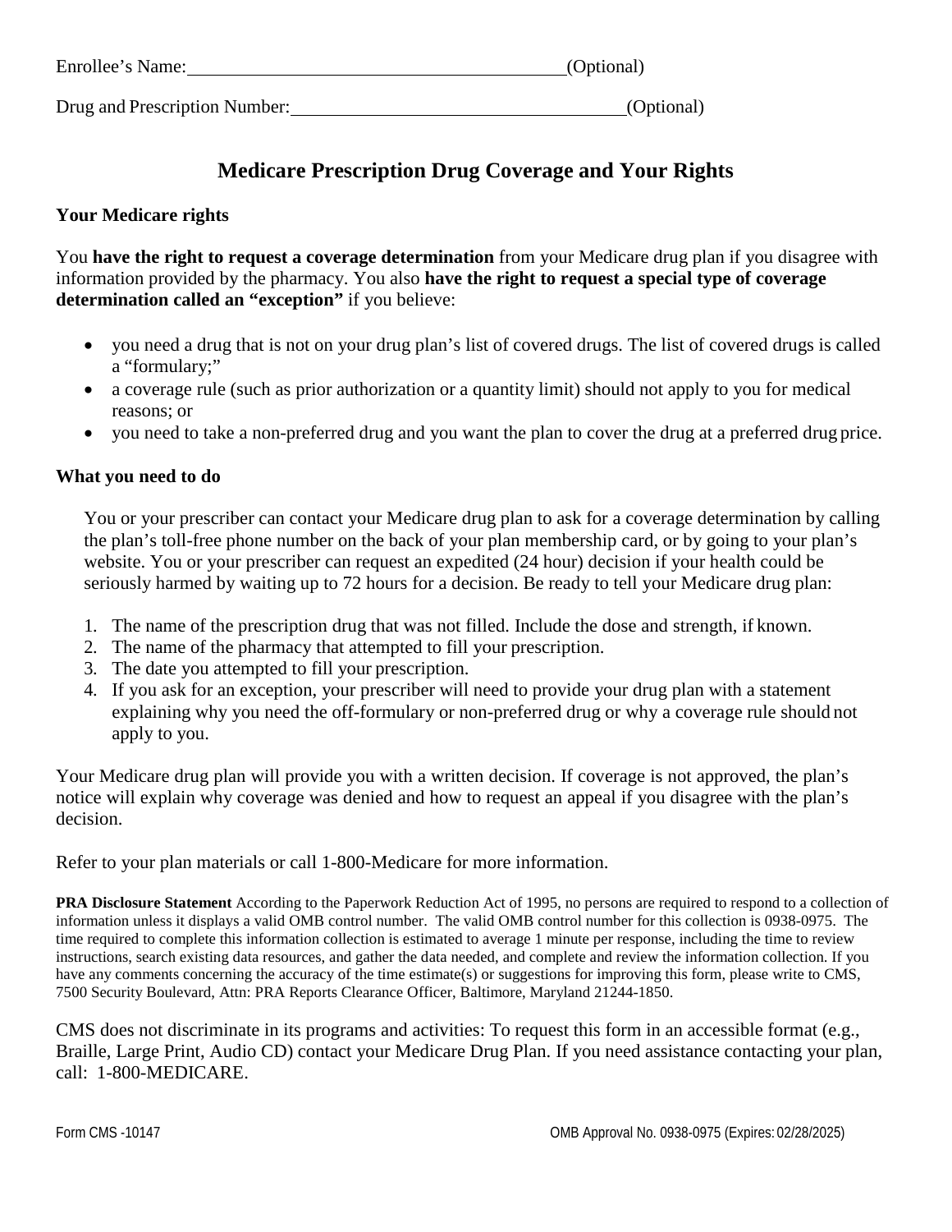Enrollee's Name: ________________________________________ (Optional)

Drug and Prescription Number: ____________________________________ (Optional)

# Medicare Prescription Drug Coverage and Your Rights

**Your Medicare rights**

You **have the right to request a coverage determination** from your Medicare drug plan if you disagree with information provided by the pharmacy. You also **have the right to request a special type of coverage determination called an "exception"** if you believe:

- you need a drug that is not on your drug plan's list of covered drugs. The list of covered drugs is called a "formulary;"
- a coverage rule (such as prior authorization or a quantity limit) should not apply to you for medical reasons; or
- you need to take a non-preferred drug and you want the plan to cover the drug at a preferred drug price.

**What you need to do**

You or your prescriber can contact your Medicare drug plan to ask for a coverage determination by calling the plan's toll-free phone number on the back of your plan membership card, or by going to your plan's website. You or your prescriber can request an expedited (24 hour) decision if your health could be seriously harmed by waiting up to 72 hours for a decision. Be ready to tell your Medicare drug plan:

1. The name of the prescription drug that was not filled. Include the dose and strength, if known.
2. The name of the pharmacy that attempted to fill your prescription.
3. The date you attempted to fill your prescription.
4. If you ask for an exception, your prescriber will need to provide your drug plan with a statement explaining why you need the off-formulary or non-preferred drug or why a coverage rule should not apply to you.

Your Medicare drug plan will provide you with a written decision. If coverage is not approved, the plan's notice will explain why coverage was denied and how to request an appeal if you disagree with the plan's decision.

Refer to your plan materials or call 1-800-Medicare for more information.

**PRA Disclosure Statement** According to the Paperwork Reduction Act of 1995, no persons are required to respond to a collection of information unless it displays a valid OMB control number. The valid OMB control number for this collection is 0938-0975. The time required to complete this information collection is estimated to average 1 minute per response, including the time to review instructions, search existing data resources, and gather the data needed, and complete and review the information collection. If you have any comments concerning the accuracy of the time estimate(s) or suggestions for improving this form, please write to CMS, 7500 Security Boulevard, Attn: PRA Reports Clearance Officer, Baltimore, Maryland 21244-1850.

CMS does not discriminate in its programs and activities: To request this form in an accessible format (e.g., Braille, Large Print, Audio CD) contact your Medicare Drug Plan. If you need assistance contacting your plan, call: 1-800-MEDICARE.

Form CMS -10147 OMB Approval No. 0938-0975 (Expires: 02/28/2025)